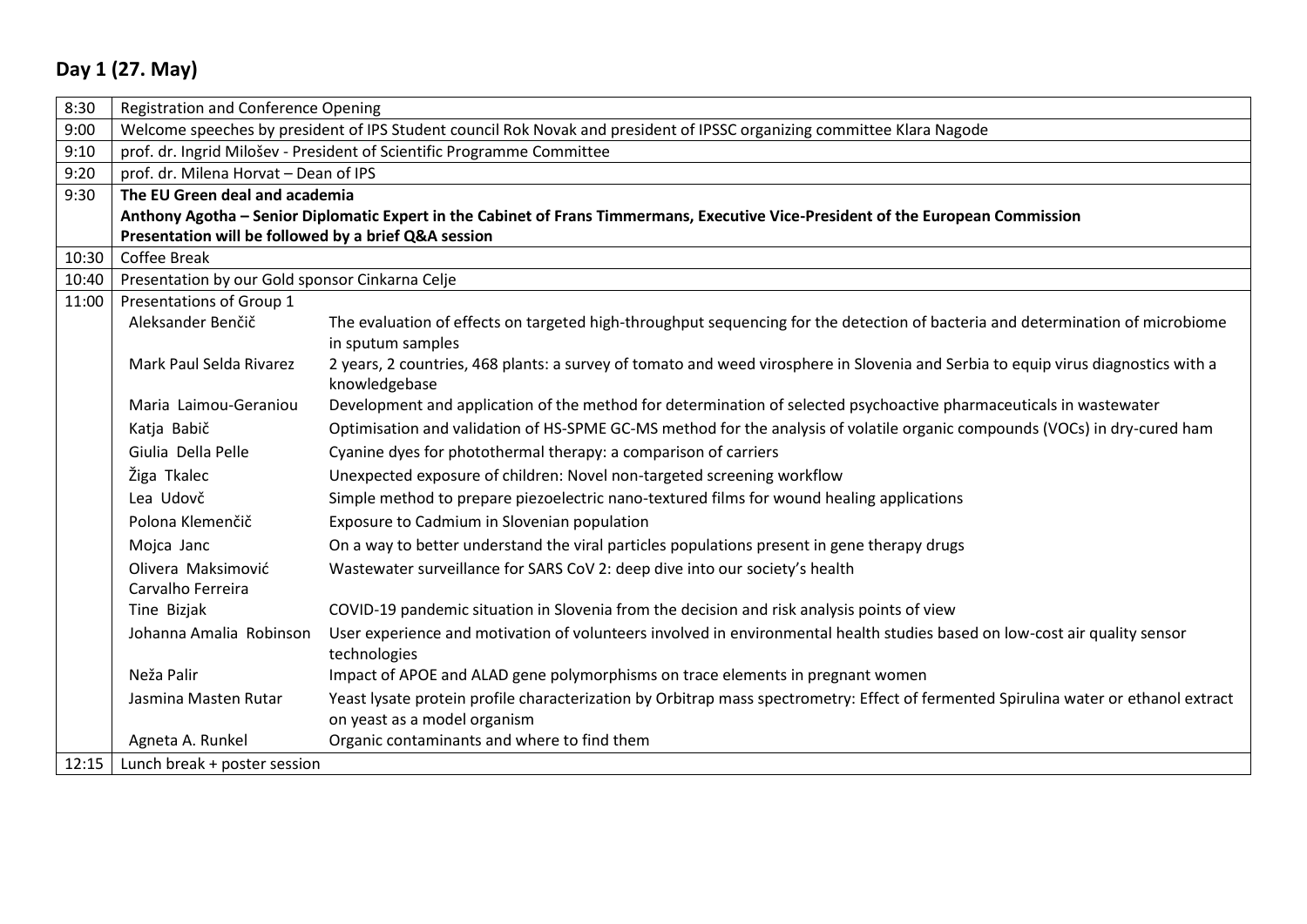## Day 1 (27. May)

| Time | | |
|---|---|---|
| 8:30 | Registration and Conference Opening | |
| 9:00 | Welcome speeches by president of IPS Student council Rok Novak and president of IPSSC organizing committee Klara Nagode | |
| 9:10 | prof. dr. Ingrid Milošev - President of Scientific Programme Committee | |
| 9:20 | prof. dr. Milena Horvat – Dean of IPS | |
| 9:30 | **The EU Green deal and academia**<br>**Anthony Agotha – Senior Diplomatic Expert in the Cabinet of Frans Timmermans, Executive Vice-President of the European Commission**<br>**Presentation will be followed by a brief Q&A session** | |
| 10:30 | Coffee Break | |
| 10:40 | Presentation by our Gold sponsor Cinkarna Celje | |
| 11:00 | Presentations of Group 1 | |
| | Aleksander Benčič | The evaluation of effects on targeted high-throughput sequencing for the detection of bacteria and determination of microbiome in sputum samples |
| | Mark Paul Selda Rivarez | 2 years, 2 countries, 468 plants: a survey of tomato and weed virosphere in Slovenia and Serbia to equip virus diagnostics with a knowledgebase |
| | Maria Laimou-Geraniou | Development and application of the method for determination of selected psychoactive pharmaceuticals in wastewater |
| | Katja Babič | Optimisation and validation of HS-SPME GC-MS method for the analysis of volatile organic compounds (VOCs) in dry-cured ham |
| | Giulia Della Pelle | Cyanine dyes for photothermal therapy: a comparison of carriers |
| | Žiga Tkalec | Unexpected exposure of children: Novel non-targeted screening workflow |
| | Lea Udovč | Simple method to prepare piezoelectric nano-textured films for wound healing applications |
| | Polona Klemenčič | Exposure to Cadmium in Slovenian population |
| | Mojca Janc | On a way to better understand the viral particles populations present in gene therapy drugs |
| | Olivera Maksimović Carvalho Ferreira | Wastewater surveillance for SARS CoV 2: deep dive into our society's health |
| | Tine Bizjak | COVID-19 pandemic situation in Slovenia from the decision and risk analysis points of view |
| | Johanna Amalia Robinson | User experience and motivation of volunteers involved in environmental health studies based on low-cost air quality sensor technologies |
| | Neža Palir | Impact of APOE and ALAD gene polymorphisms on trace elements in pregnant women |
| | Jasmina Masten Rutar | Yeast lysate protein profile characterization by Orbitrap mass spectrometry: Effect of fermented Spirulina water or ethanol extract on yeast as a model organism |
| | Agneta A. Runkel | Organic contaminants and where to find them |
| 12:15 | Lunch break + poster session | |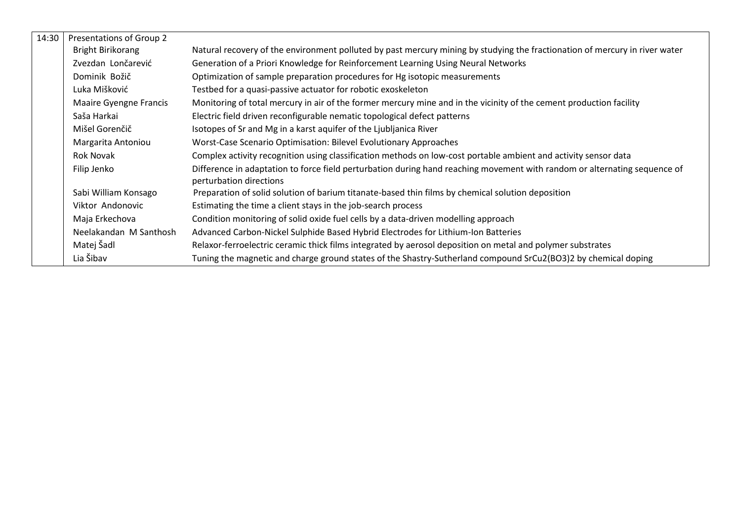| | | |
|---|---|---|
| 14:30 | Presentations of Group 2 | |
| | Bright Birikorang | Natural recovery of the environment polluted by past mercury mining by studying the fractionation of mercury in river water |
| | Zvezdan Lončarević | Generation of a Priori Knowledge for Reinforcement Learning Using Neural Networks |
| | Dominik Božič | Optimization of sample preparation procedures for Hg isotopic measurements |
| | Luka Mišković | Testbed for a quasi-passive actuator for robotic exoskeleton |
| | Maaire Gyengne Francis | Monitoring of total mercury in air of the former mercury mine and in the vicinity of the cement production facility |
| | Saša Harkai | Electric field driven reconfigurable nematic topological defect patterns |
| | Mišel Gorenčič | Isotopes of Sr and Mg in a karst aquifer of the Ljubljanica River |
| | Margarita Antoniou | Worst-Case Scenario Optimisation: Bilevel Evolutionary Approaches |
| | Rok Novak | Complex activity recognition using classification methods on low-cost portable ambient and activity sensor data |
| | Filip Jenko | Difference in adaptation to force field perturbation during hand reaching movement with random or alternating sequence of perturbation directions |
| | Sabi William Konsago | Preparation of solid solution of barium titanate-based thin films by chemical solution deposition |
| | Viktor Andonovic | Estimating the time a client stays in the job-search process |
| | Maja Erkechova | Condition monitoring of solid oxide fuel cells by a data-driven modelling approach |
| | Neelakandan M Santhosh | Advanced Carbon-Nickel Sulphide Based Hybrid Electrodes for Lithium-Ion Batteries |
| | Matej Šadl | Relaxor-ferroelectric ceramic thick films integrated by aerosol deposition on metal and polymer substrates |
| | Lia Šibav | Tuning the magnetic and charge ground states of the Shastry-Sutherland compound $SrCu_2(BO_3)_2$ by chemical doping |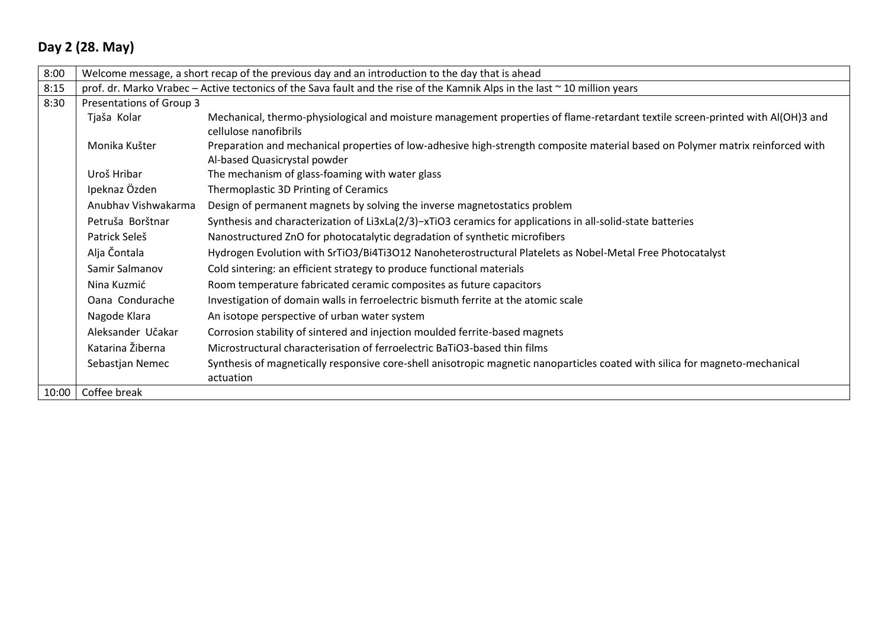## Day 2 (28. May)

| | | |
|---|---|---|
| 8:00 | Welcome message, a short recap of the previous day and an introduction to the day that is ahead | |
| 8:15 | prof. dr. Marko Vrabec – Active tectonics of the Sava fault and the rise of the Kamnik Alps in the last ~ 10 million years | |
| 8:30 | Presentations of Group 3 | |
| | Tjaša Kolar | Mechanical, thermo-physiological and moisture management properties of flame-retardant textile screen-printed with $Al(OH)_3$ and cellulose nanofibrils |
| | Monika Kušter | Preparation and mechanical properties of low-adhesive high-strength composite material based on Polymer matrix reinforced with Al-based Quasicrystal powder |
| | Uroš Hribar | The mechanism of glass-foaming with water glass |
| | Ipeknaz Özden | Thermoplastic 3D Printing of Ceramics |
| | Anubhav Vishwakarma | Design of permanent magnets by solving the inverse magnetostatics problem |
| | Petruša Borštnar | Synthesis and characterization of $Li_{3x}La_{(2/3)-x}TiO_3$ ceramics for applications in all-solid-state batteries |
| | Patrick Seleš | Nanostructured ZnO for photocatalytic degradation of synthetic microfibers |
| | Alja Čontala | Hydrogen Evolution with $SrTiO_3/Bi_4Ti_3O_{12}$ Nanoheterostructural Platelets as Nobel-Metal Free Photocatalyst |
| | Samir Salmanov | Cold sintering: an efficient strategy to produce functional materials |
| | Nina Kuzmić | Room temperature fabricated ceramic composites as future capacitors |
| | Oana Condurache | Investigation of domain walls in ferroelectric bismuth ferrite at the atomic scale |
| | Nagode Klara | An isotope perspective of urban water system |
| | Aleksander Učakar | Corrosion stability of sintered and injection moulded ferrite-based magnets |
| | Katarina Žiberna | Microstructural characterisation of ferroelectric $BaTiO_3$-based thin films |
| | Sebastjan Nemec | Synthesis of magnetically responsive core-shell anisotropic magnetic nanoparticles coated with silica for magneto-mechanical actuation |
| 10:00 | Coffee break | |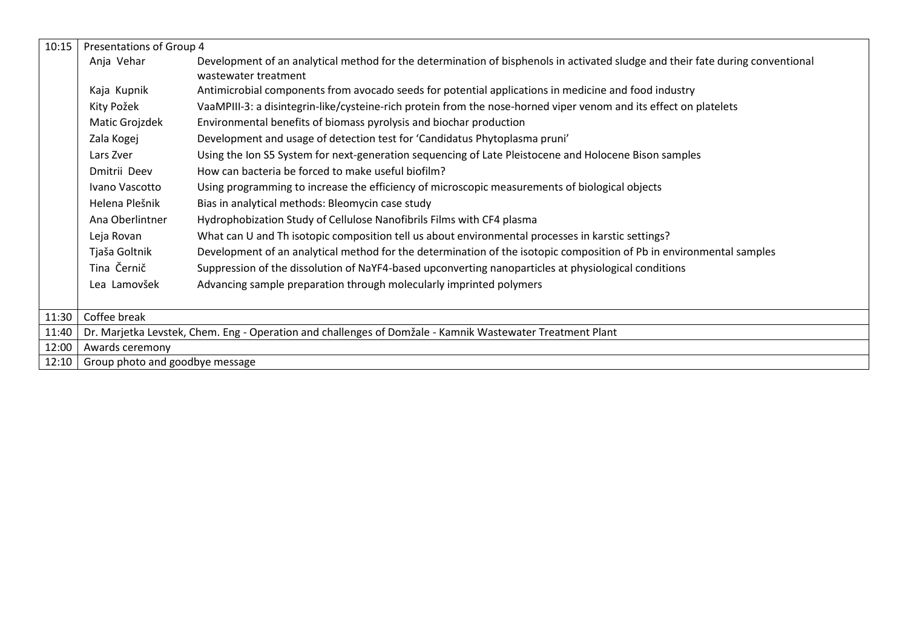| | | |
|---|---|---|
| 10:15 | Presentations of Group 4 | |
| | Anja Vehar | Development of an analytical method for the determination of bisphenols in activated sludge and their fate during conventional wastewater treatment |
| | Kaja Kupnik | Antimicrobial components from avocado seeds for potential applications in medicine and food industry |
| | Kity Požek | VaaMPIII-3: a disintegrin-like/cysteine-rich protein from the nose-horned viper venom and its effect on platelets |
| | Matic Grojzdek | Environmental benefits of biomass pyrolysis and biochar production |
| | Zala Kogej | Development and usage of detection test for 'Candidatus Phytoplasma pruni' |
| | Lars Zver | Using the Ion S5 System for next-generation sequencing of Late Pleistocene and Holocene Bison samples |
| | Dmitrii Deev | How can bacteria be forced to make useful biofilm? |
| | Ivano Vascotto | Using programming to increase the efficiency of microscopic measurements of biological objects |
| | Helena Plešnik | Bias in analytical methods: Bleomycin case study |
| | Ana Oberlintner | Hydrophobization Study of Cellulose Nanofibrils Films with $CF_4$ plasma |
| | Leja Rovan | What can U and Th isotopic composition tell us about environmental processes in karstic settings? |
| | Tjaša Goltnik | Development of an analytical method for the determination of the isotopic composition of Pb in environmental samples |
| | Tina Černič | Suppression of the dissolution of $NaYF_4$-based upconverting nanoparticles at physiological conditions |
| | Lea Lamovšek | Advancing sample preparation through molecularly imprinted polymers |
| 11:30 | Coffee break | |
| 11:40 | Dr. Marjetka Levstek, Chem. Eng - Operation and challenges of Domžale - Kamnik Wastewater Treatment Plant | |
| 12:00 | Awards ceremony | |
| 12:10 | Group photo and goodbye message | |